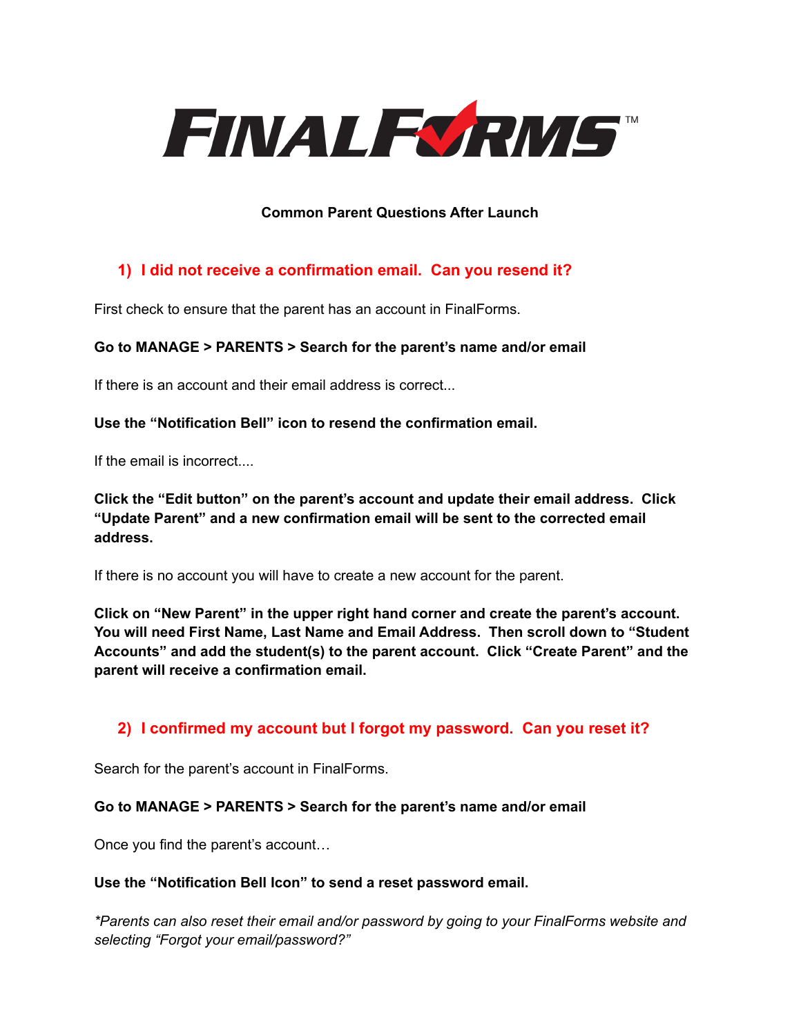# FINALFORMS™

**Common Parent Questions After Launch**

## 1) I did not receive a confirmation email. Can you resend it?

First check to ensure that the parent has an account in FinalForms.

**Go to MANAGE > PARENTS > Search for the parent's name and/or email**

If there is an account and their email address is correct...

**Use the "Notification Bell" icon to resend the confirmation email.**

If the email is incorrect....

**Click the "Edit button" on the parent's account and update their email address. Click "Update Parent" and a new confirmation email will be sent to the corrected email address.**

If there is no account you will have to create a new account for the parent.

**Click on "New Parent" in the upper right hand corner and create the parent's account. You will need First Name, Last Name and Email Address. Then scroll down to "Student Accounts" and add the student(s) to the parent account. Click "Create Parent" and the parent will receive a confirmation email.**

## 2) I confirmed my account but I forgot my password. Can you reset it?

Search for the parent's account in FinalForms.

**Go to MANAGE > PARENTS > Search for the parent's name and/or email**

Once you find the parent's account…

**Use the "Notification Bell Icon" to send a reset password email.**

*\*Parents can also reset their email and/or password by going to your FinalForms website and selecting "Forgot your email/password?"*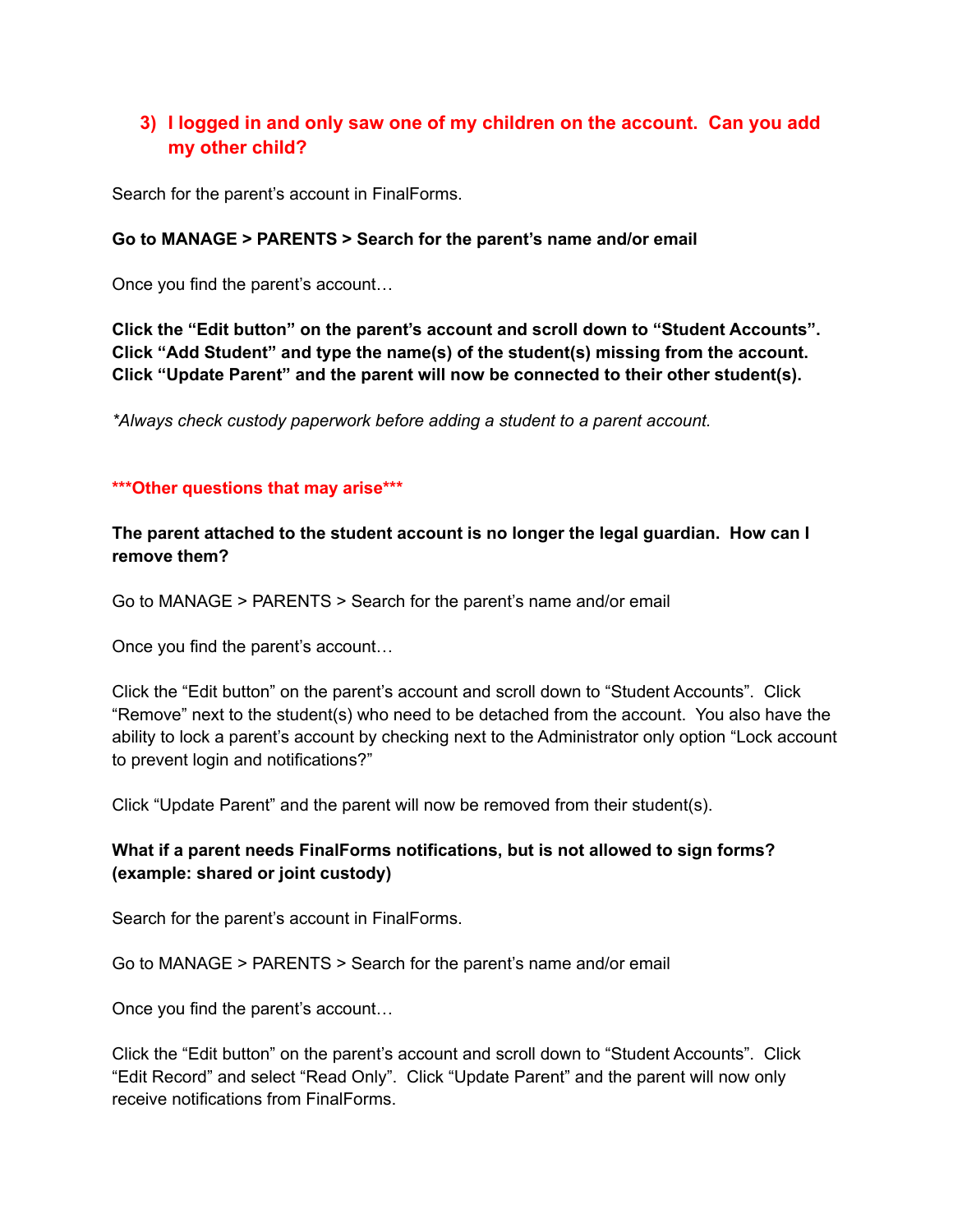### 3) I logged in and only saw one of my children on the account. Can you add my other child?

Search for the parent's account in FinalForms.

**Go to MANAGE > PARENTS > Search for the parent's name and/or email**

Once you find the parent's account…

**Click the "Edit button" on the parent's account and scroll down to "Student Accounts". Click "Add Student" and type the name(s) of the student(s) missing from the account. Click "Update Parent" and the parent will now be connected to their other student(s).**

*\*Always check custody paperwork before adding a student to a parent account.*

**\*\*\*Other questions that may arise\*\*\***

**The parent attached to the student account is no longer the legal guardian. How can I remove them?**

Go to MANAGE > PARENTS > Search for the parent's name and/or email

Once you find the parent's account…

Click the "Edit button" on the parent's account and scroll down to "Student Accounts". Click "Remove" next to the student(s) who need to be detached from the account. You also have the ability to lock a parent's account by checking next to the Administrator only option "Lock account to prevent login and notifications?"

Click "Update Parent" and the parent will now be removed from their student(s).

**What if a parent needs FinalForms notifications, but is not allowed to sign forms? (example: shared or joint custody)**

Search for the parent's account in FinalForms.

Go to MANAGE > PARENTS > Search for the parent's name and/or email

Once you find the parent's account…

Click the "Edit button" on the parent's account and scroll down to "Student Accounts". Click "Edit Record" and select "Read Only". Click "Update Parent" and the parent will now only receive notifications from FinalForms.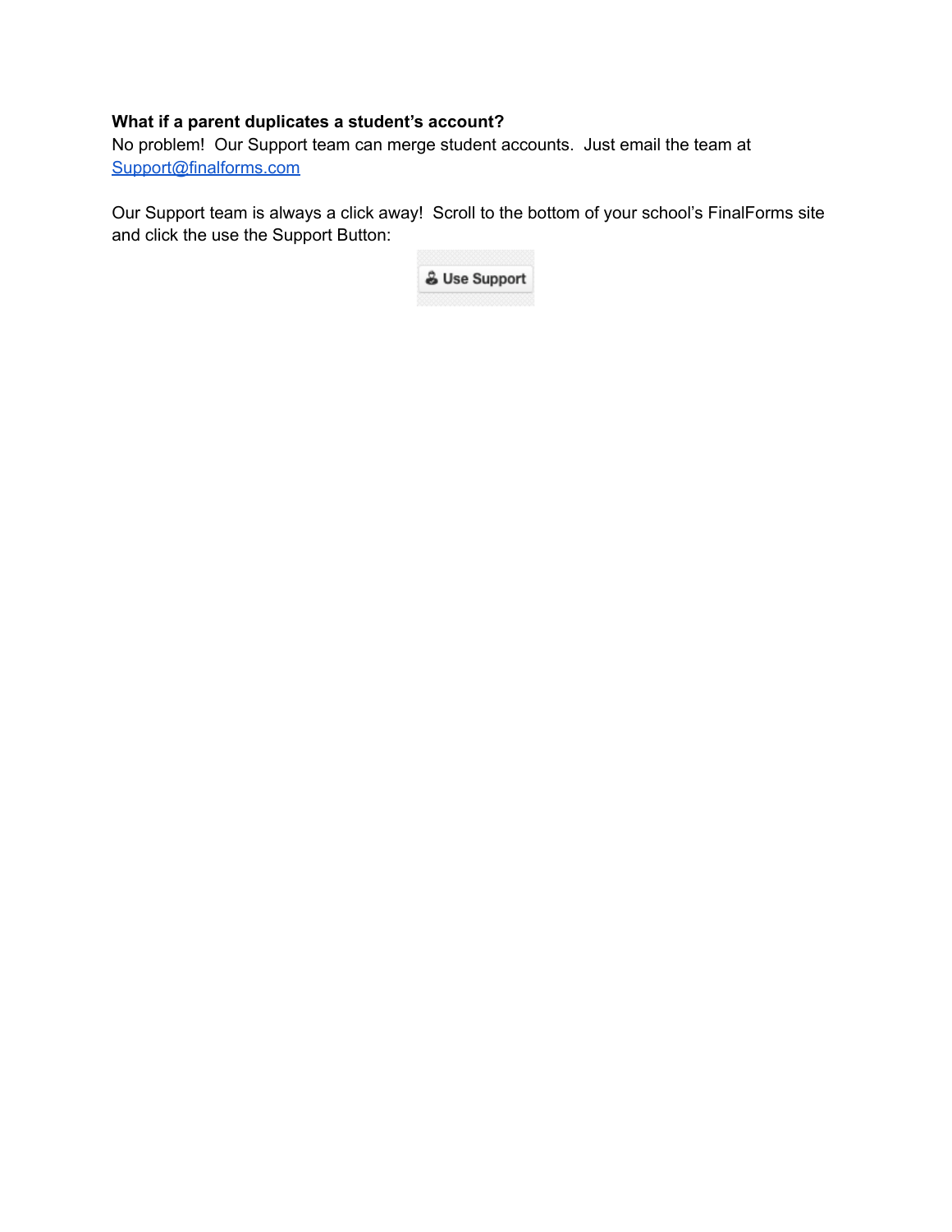**What if a parent duplicates a student's account?**
No problem! Our Support team can merge student accounts. Just email the team at Support@finalforms.com

Our Support team is always a click away! Scroll to the bottom of your school's FinalForms site and click the use the Support Button:

Use Support